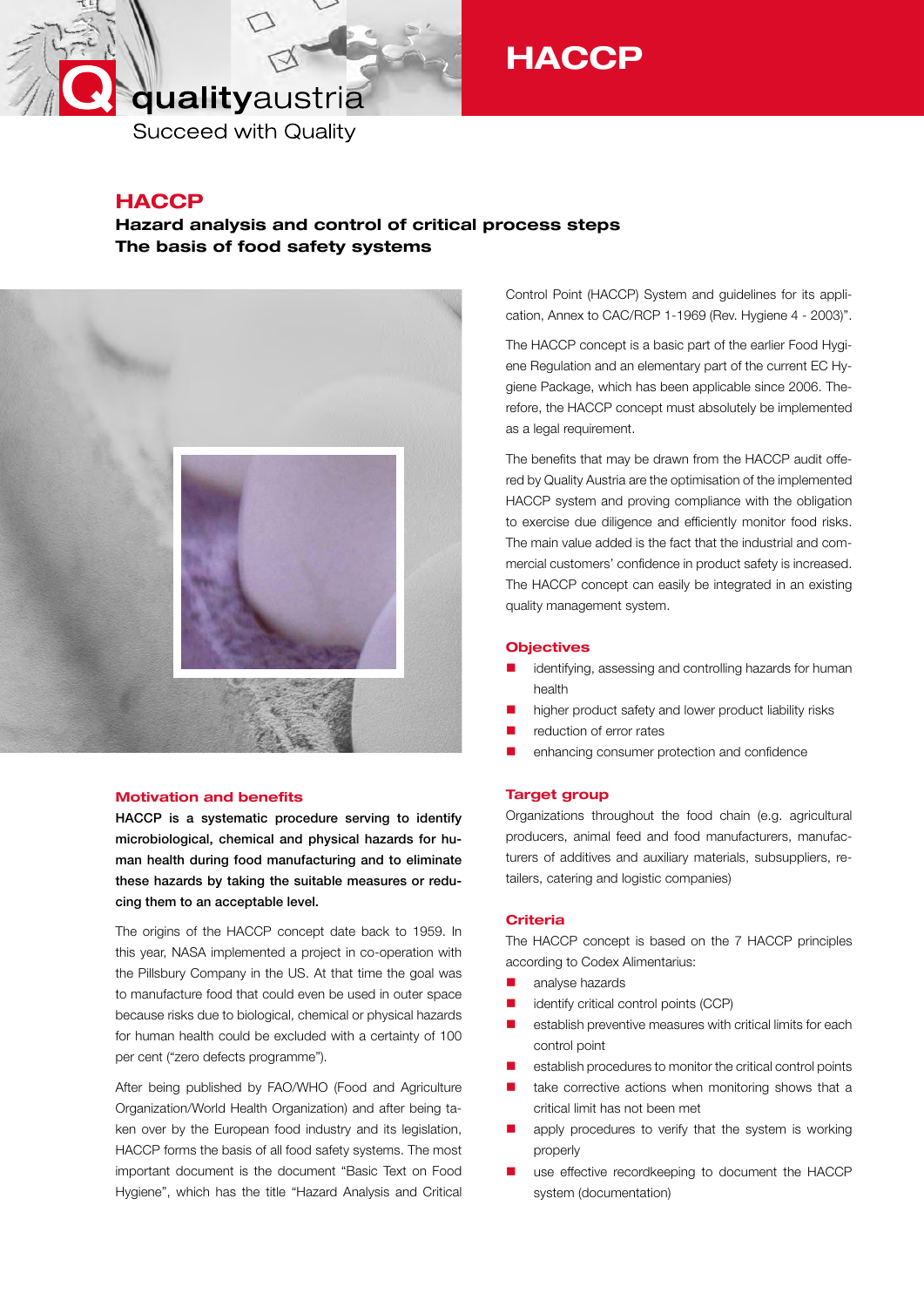qualityaustria

Succeed with Quality

# HACCP

## HACCP

**Hazard analysis and control of critical process steps**
**The basis of food safety systems**

### Motivation and benefits

**HACCP is a systematic procedure serving to identify microbiological, chemical and physical hazards for human health during food manufacturing and to eliminate these hazards by taking the suitable measures or reducing them to an acceptable level.**

The origins of the HACCP concept date back to 1959. In this year, NASA implemented a project in co-operation with the Pillsbury Company in the US. At that time the goal was to manufacture food that could even be used in outer space because risks due to biological, chemical or physical hazards for human health could be excluded with a certainty of 100 per cent ("zero defects programme").

After being published by FAO/WHO (Food and Agriculture Organization/World Health Organization) and after being taken over by the European food industry and its legislation, HACCP forms the basis of all food safety systems. The most important document is the document "Basic Text on Food Hygiene", which has the title "Hazard Analysis and Critical Control Point (HACCP) System and guidelines for its application, Annex to CAC/RCP 1-1969 (Rev. Hygiene 4 - 2003)".

The HACCP concept is a basic part of the earlier Food Hygiene Regulation and an elementary part of the current EC Hygiene Package, which has been applicable since 2006. Therefore, the HACCP concept must absolutely be implemented as a legal requirement.

The benefits that may be drawn from the HACCP audit offered by Quality Austria are the optimisation of the implemented HACCP system and proving compliance with the obligation to exercise due diligence and efficiently monitor food risks. The main value added is the fact that the industrial and commercial customers' confidence in product safety is increased. The HACCP concept can easily be integrated in an existing quality management system.

### Objectives

- identifying, assessing and controlling hazards for human health
- higher product safety and lower product liability risks
- reduction of error rates
- enhancing consumer protection and confidence

### Target group

Organizations throughout the food chain (e.g. agricultural producers, animal feed and food manufacturers, manufacturers of additives and auxiliary materials, subsuppliers, retailers, catering and logistic companies)

### Criteria

The HACCP concept is based on the 7 HACCP principles according to Codex Alimentarius:

- analyse hazards
- identify critical control points (CCP)
- establish preventive measures with critical limits for each control point
- establish procedures to monitor the critical control points
- take corrective actions when monitoring shows that a critical limit has not been met
- apply procedures to verify that the system is working properly
- use effective recordkeeping to document the HACCP system (documentation)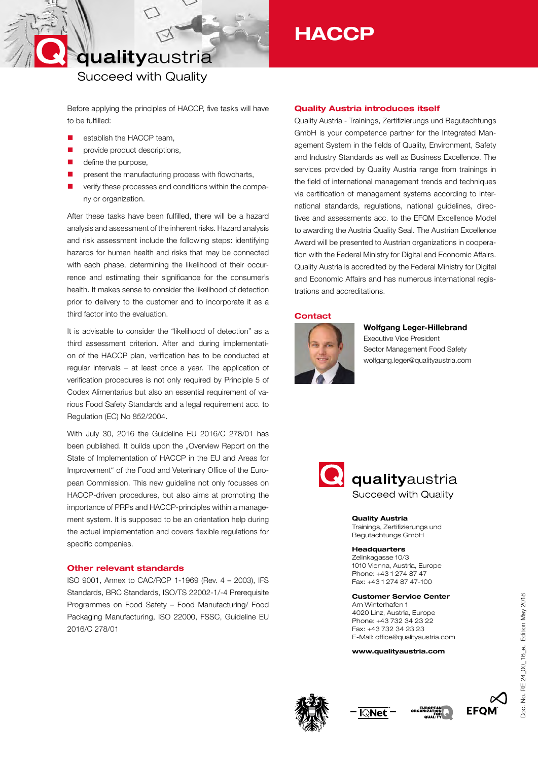# HACCP

Before applying the principles of HACCP, five tasks will have to be fulfilled:

- establish the HACCP team,
- provide product descriptions,
- define the purpose,
- present the manufacturing process with flowcharts,
- verify these processes and conditions within the company or organization.

After these tasks have been fulfilled, there will be a hazard analysis and assessment of the inherent risks. Hazard analysis and risk assessment include the following steps: identifying hazards for human health and risks that may be connected with each phase, determining the likelihood of their occurrence and estimating their significance for the consumer's health. It makes sense to consider the likelihood of detection prior to delivery to the customer and to incorporate it as a third factor into the evaluation.

It is advisable to consider the "likelihood of detection" as a third assessment criterion. After and during implementation of the HACCP plan, verification has to be conducted at regular intervals – at least once a year. The application of verification procedures is not only required by Principle 5 of Codex Alimentarius but also an essential requirement of various Food Safety Standards and a legal requirement acc. to Regulation (EC) No 852/2004.

With July 30, 2016 the Guideline EU 2016/C 278/01 has been published. It builds upon the „Overview Report on the State of Implementation of HACCP in the EU and Areas for Improvement" of the Food and Veterinary Office of the European Commission. This new guideline not only focusses on HACCP-driven procedures, but also aims at promoting the importance of PRPs and HACCP-principles within a management system. It is supposed to be an orientation help during the actual implementation and covers flexible regulations for specific companies.

## Other relevant standards

ISO 9001, Annex to CAC/RCP 1-1969 (Rev. 4 – 2003), IFS Standards, BRC Standards, ISO/TS 22002-1/-4 Prerequisite Programmes on Food Safety – Food Manufacturing/ Food Packaging Manufacturing, ISO 22000, FSSC, Guideline EU 2016/C 278/01

## Quality Austria introduces itself

Quality Austria - Trainings, Zertifizierungs und Begutachtungs GmbH is your competence partner for the Integrated Management System in the fields of Quality, Environment, Safety and Industry Standards as well as Business Excellence. The services provided by Quality Austria range from trainings in the field of international management trends and techniques via certification of management systems according to international standards, regulations, national guidelines, directives and assessments acc. to the EFQM Excellence Model to awarding the Austria Quality Seal. The Austrian Excellence Award will be presented to Austrian organizations in cooperation with the Federal Ministry for Digital and Economic Affairs. Quality Austria is accredited by the Federal Ministry for Digital and Economic Affairs and has numerous international registrations and accreditations.

## Contact

**Wolfgang Leger-Hillebrand**
Executive Vice President
Sector Management Food Safety
wolfgang.leger@qualityaustria.com

qualityaustria
Succeed with Quality

**Quality Austria**
Trainings, Zertifizierungs und Begutachtungs GmbH

**Headquarters**
Zelinkagasse 10/3
1010 Vienna, Austria, Europe
Phone: +43 1 274 87 47
Fax: +43 1 274 87 47-100

**Customer Service Center**
Am Winterhafen 1
4020 Linz, Austria, Europe
Phone: +43 732 34 23 22
Fax: +43 732 34 23 23
E-Mail: office@qualityaustria.com

**www.qualityaustria.com**

Doc. No. RE 24_00_16_e, Edition May 2018